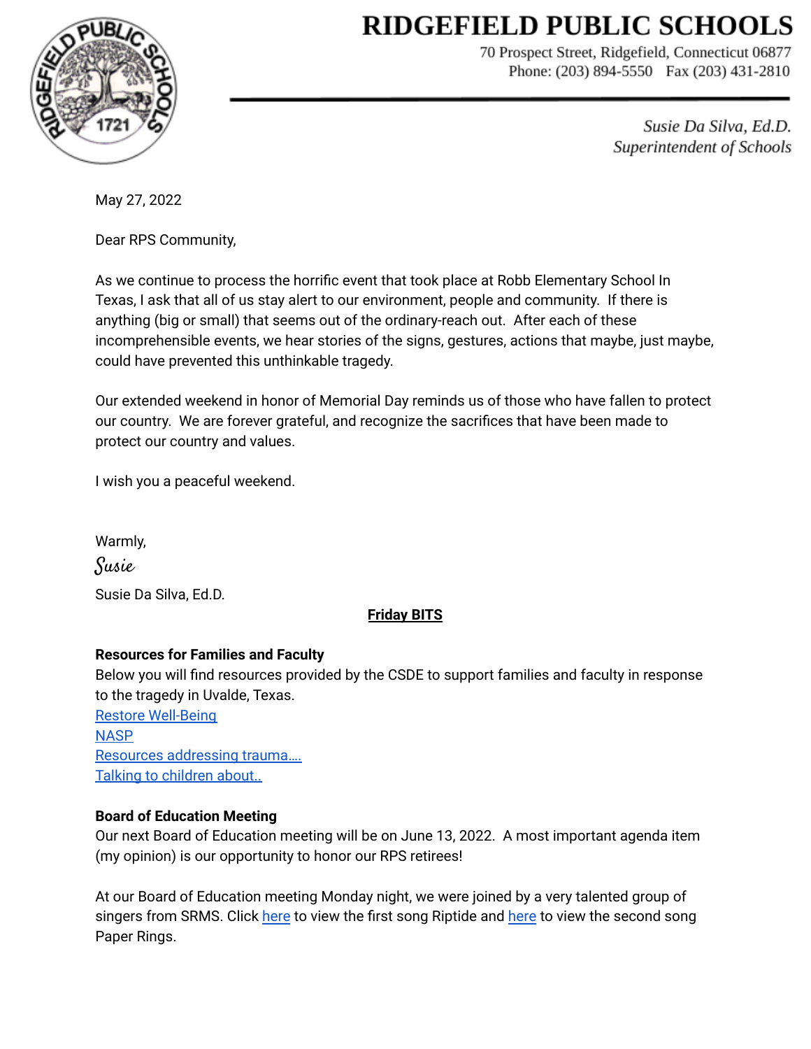# RIDGEFIELD PUBLIC SCHOOLS

70 Prospect Street, Ridgefield, Connecticut 06877
Phone: (203) 894-5550 Fax (203) 431-2810

*Susie Da Silva, Ed.D.*
*Superintendent of Schools*

May 27, 2022

Dear RPS Community,

As we continue to process the horrific event that took place at Robb Elementary School In Texas, I ask that all of us stay alert to our environment, people and community. If there is anything (big or small) that seems out of the ordinary-reach out. After each of these incomprehensible events, we hear stories of the signs, gestures, actions that maybe, just maybe, could have prevented this unthinkable tragedy.

Our extended weekend in honor of Memorial Day reminds us of those who have fallen to protect our country. We are forever grateful, and recognize the sacrifices that have been made to protect our country and values.

I wish you a peaceful weekend.

Warmly,

*Susie*

Susie Da Silva, Ed.D.

**Friday BITS**

**Resources for Families and Faculty**

Below you will find resources provided by the CSDE to support families and faculty in response to the tragedy in Uvalde, Texas.

Restore Well-Being
NASP
Resources addressing trauma….
Talking to children about..

**Board of Education Meeting**

Our next Board of Education meeting will be on June 13, 2022. A most important agenda item (my opinion) is our opportunity to honor our RPS retirees!

At our Board of Education meeting Monday night, we were joined by a very talented group of singers from SRMS. Click here to view the first song Riptide and here to view the second song Paper Rings.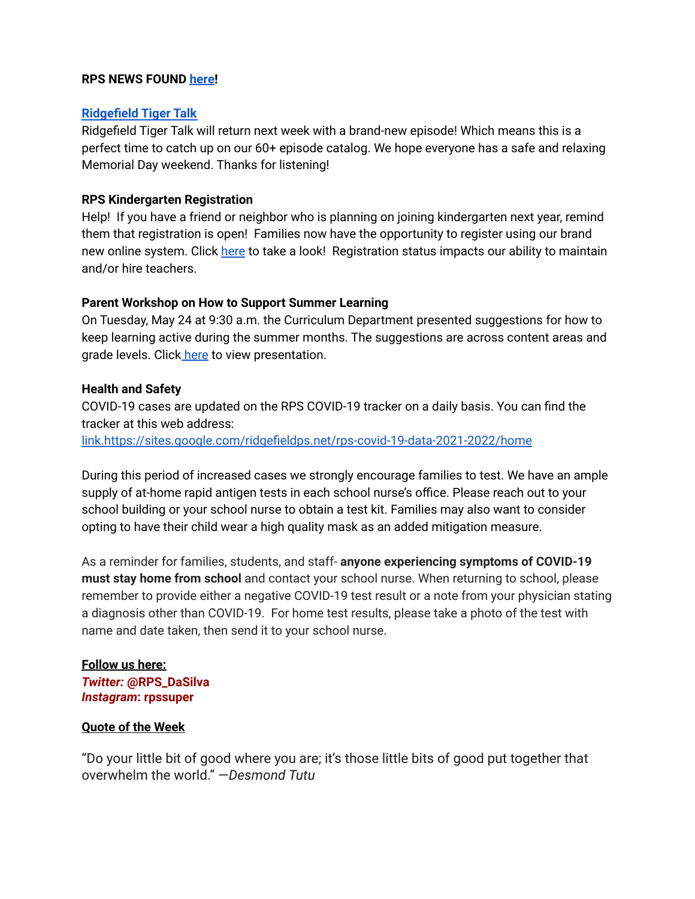**RPS NEWS FOUND here!**

**Ridgefield Tiger Talk**

Ridgefield Tiger Talk will return next week with a brand-new episode! Which means this is a perfect time to catch up on our 60+ episode catalog. We hope everyone has a safe and relaxing Memorial Day weekend. Thanks for listening!

**RPS Kindergarten Registration**

Help! If you have a friend or neighbor who is planning on joining kindergarten next year, remind them that registration is open! Families now have the opportunity to register using our brand new online system. Click here to take a look! Registration status impacts our ability to maintain and/or hire teachers.

**Parent Workshop on How to Support Summer Learning**

On Tuesday, May 24 at 9:30 a.m. the Curriculum Department presented suggestions for how to keep learning active during the summer months. The suggestions are across content areas and grade levels. Click here to view presentation.

**Health and Safety**

COVID-19 cases are updated on the RPS COVID-19 tracker on a daily basis. You can find the tracker at this web address:
link.https://sites.google.com/ridgefieldps.net/rps-covid-19-data-2021-2022/home

During this period of increased cases we strongly encourage families to test. We have an ample supply of at-home rapid antigen tests in each school nurse's office. Please reach out to your school building or your school nurse to obtain a test kit. Families may also want to consider opting to have their child wear a high quality mask as an added mitigation measure.

As a reminder for families, students, and staff- **anyone experiencing symptoms of COVID-19 must stay home from school** and contact your school nurse. When returning to school, please remember to provide either a negative COVID-19 test result or a note from your physician stating a diagnosis other than COVID-19. For home test results, please take a photo of the test with name and date taken, then send it to your school nurse.

**Follow us here:**

***Twitter:* @RPS_DaSilva**
***Instagram*: rpssuper**

**Quote of the Week**

"Do your little bit of good where you are; it's those little bits of good put together that overwhelm the world." —*Desmond Tutu*